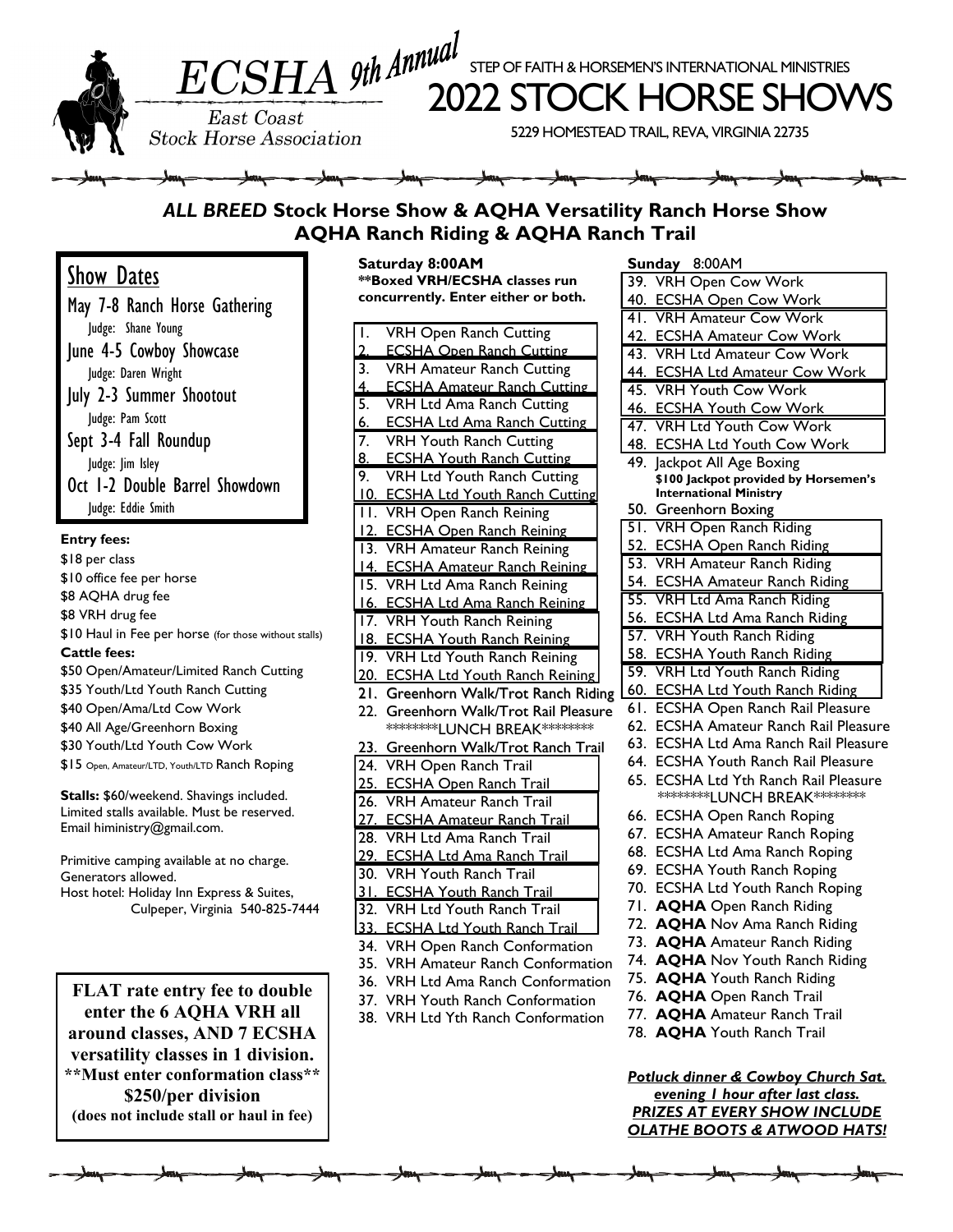# ECSHA 9th Annual

East Coast Stock Horse Association

STEP OF FAITH & HORSEMEN'S INTERNATIONAL MINISTRIES

# 2022 STOCK HORSE SHOWS

5229 HOMESTEAD TRAIL, REVA, VIRGINIA 22735

## *ALL BREED* Stock Horse Show & AQHA Versatility Ranch Horse Show
## AQHA Ranch Riding & AQHA Ranch Trail

## Show Dates

May 7-8 Ranch Horse Gathering
Judge: Shane Young

June 4-5 Cowboy Showcase
Judge: Daren Wright

July 2-3 Summer Shootout
Judge: Pam Scott

Sept 3-4 Fall Roundup
Judge: Jim Isley

Oct 1-2 Double Barrel Showdown
Judge: Eddie Smith

**Entry fees:**

$18 per class
$10 office fee per horse
$8 AQHA drug fee
$8 VRH drug fee
$10 Haul in Fee per horse (for those without stalls)

**Cattle fees:**

$50 Open/Amateur/Limited Ranch Cutting
$35 Youth/Ltd Youth Ranch Cutting
$40 Open/Ama/Ltd Cow Work
$40 All Age/Greenhorn Boxing
$30 Youth/Ltd Youth Cow Work
$15 Open, Amateur/LTD, Youth/LTD Ranch Roping

**Stalls:** $60/weekend. Shavings included. Limited stalls available. Must be reserved. Email hiministry@gmail.com.

Primitive camping available at no charge. Generators allowed.
Host hotel: Holiday Inn Express & Suites, Culpeper, Virginia 540-825-7444

**FLAT rate entry fee to double enter the 6 AQHA VRH all around classes, AND 7 ECSHA versatility classes in 1 division.**
**\*\*Must enter conformation class\*\***
**$250/per division**
**(does not include stall or haul in fee)**

**Saturday 8:00AM**
**\*\*Boxed VRH/ECSHA classes run concurrently. Enter either or both.**

1. VRH Open Ranch Cutting
2. ECSHA Open Ranch Cutting
3. VRH Amateur Ranch Cutting
4. ECSHA Amateur Ranch Cutting
5. VRH Ltd Ama Ranch Cutting
6. ECSHA Ltd Ama Ranch Cutting
7. VRH Youth Ranch Cutting
8. ECSHA Youth Ranch Cutting
9. VRH Ltd Youth Ranch Cutting
10. ECSHA Ltd Youth Ranch Cutting
11. VRH Open Ranch Reining
12. ECSHA Open Ranch Reining
13. VRH Amateur Ranch Reining
14. ECSHA Amateur Ranch Reining
15. VRH Ltd Ama Ranch Reining
16. ECSHA Ltd Ama Ranch Reining
17. VRH Youth Ranch Reining
18. ECSHA Youth Ranch Reining
19. VRH Ltd Youth Ranch Reining
20. ECSHA Ltd Youth Ranch Reining
21. Greenhorn Walk/Trot Ranch Riding
22. Greenhorn Walk/Trot Rail Pleasure

********LUNCH BREAK********

23. Greenhorn Walk/Trot Ranch Trail
24. VRH Open Ranch Trail
25. ECSHA Open Ranch Trail
26. VRH Amateur Ranch Trail
27. ECSHA Amateur Ranch Trail
28. VRH Ltd Ama Ranch Trail
29. ECSHA Ltd Ama Ranch Trail
30. VRH Youth Ranch Trail
31. ECSHA Youth Ranch Trail
32. VRH Ltd Youth Ranch Trail
33. ECSHA Ltd Youth Ranch Trail
34. VRH Open Ranch Conformation
35. VRH Amateur Ranch Conformation
36. VRH Ltd Ama Ranch Conformation
37. VRH Youth Ranch Conformation
38. VRH Ltd Yth Ranch Conformation

**Sunday** 8:00AM

39. VRH Open Cow Work
40. ECSHA Open Cow Work
41. VRH Amateur Cow Work
42. ECSHA Amateur Cow Work
43. VRH Ltd Amateur Cow Work
44. ECSHA Ltd Amateur Cow Work
45. VRH Youth Cow Work
46. ECSHA Youth Cow Work
47. VRH Ltd Youth Cow Work
48. ECSHA Ltd Youth Cow Work
49. Jackpot All Age Boxing
**$100 Jackpot provided by Horsemen's International Ministry**
50. Greenhorn Boxing
51. VRH Open Ranch Riding
52. ECSHA Open Ranch Riding
53. VRH Amateur Ranch Riding
54. ECSHA Amateur Ranch Riding
55. VRH Ltd Ama Ranch Riding
56. ECSHA Ltd Ama Ranch Riding
57. VRH Youth Ranch Riding
58. ECSHA Youth Ranch Riding
59. VRH Ltd Youth Ranch Riding
60. ECSHA Ltd Youth Ranch Riding
61. ECSHA Open Ranch Rail Pleasure
62. ECSHA Amateur Ranch Rail Pleasure
63. ECSHA Ltd Ama Ranch Rail Pleasure
64. ECSHA Youth Ranch Rail Pleasure
65. ECSHA Ltd Yth Ranch Rail Pleasure

********LUNCH BREAK********

66. ECSHA Open Ranch Roping
67. ECSHA Amateur Ranch Roping
68. ECSHA Ltd Ama Ranch Roping
69. ECSHA Youth Ranch Roping
70. ECSHA Ltd Youth Ranch Roping
71. **AQHA** Open Ranch Riding
72. **AQHA** Nov Ama Ranch Riding
73. **AQHA** Amateur Ranch Riding
74. **AQHA** Nov Youth Ranch Riding
75. **AQHA** Youth Ranch Riding
76. **AQHA** Open Ranch Trail
77. **AQHA** Amateur Ranch Trail
78. **AQHA** Youth Ranch Trail

***Potluck dinner & Cowboy Church Sat. evening 1 hour after last class.***
***PRIZES AT EVERY SHOW INCLUDE OLATHE BOOTS & ATWOOD HATS!***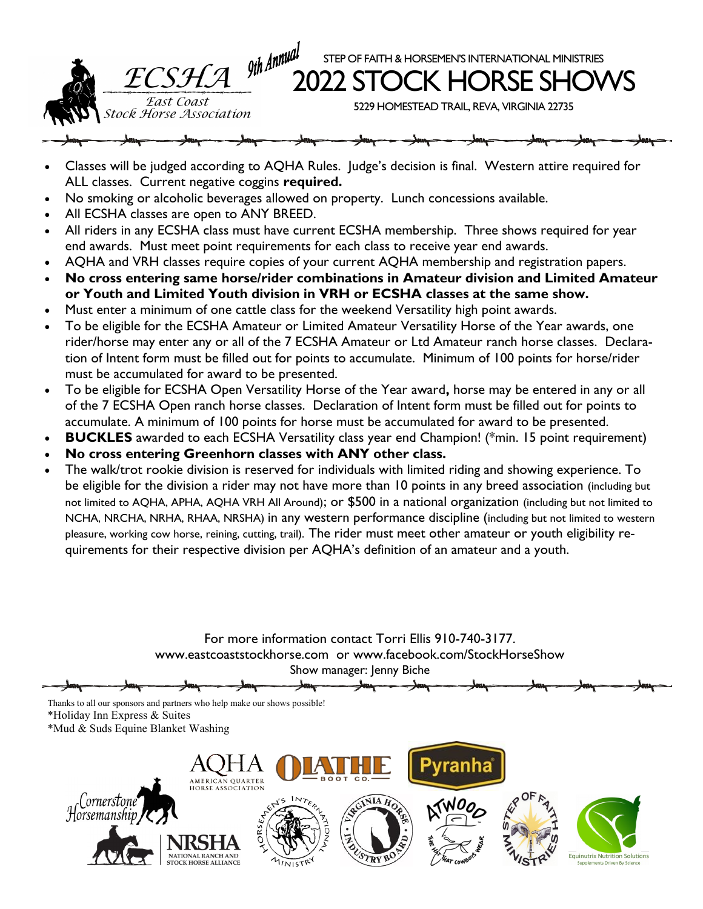ECSHA *9th Annual*

*East Coast Stock Horse Association*

STEP OF FAITH & HORSEMEN'S INTERNATIONAL MINISTRIES

# 2022 STOCK HORSE SHOWS

5229 HOMESTEAD TRAIL, REVA, VIRGINIA 22735

- Classes will be judged according to AQHA Rules. Judge's decision is final. Western attire required for ALL classes. Current negative coggins **required.**
- No smoking or alcoholic beverages allowed on property. Lunch concessions available.
- All ECSHA classes are open to ANY BREED.
- All riders in any ECSHA class must have current ECSHA membership. Three shows required for year end awards. Must meet point requirements for each class to receive year end awards.
- AQHA and VRH classes require copies of your current AQHA membership and registration papers.
- **No cross entering same horse/rider combinations in Amateur division and Limited Amateur or Youth and Limited Youth division in VRH or ECSHA classes at the same show.**
- Must enter a minimum of one cattle class for the weekend Versatility high point awards.
- To be eligible for the ECSHA Amateur or Limited Amateur Versatility Horse of the Year awards, one rider/horse may enter any or all of the 7 ECSHA Amateur or Ltd Amateur ranch horse classes. Declaration of Intent form must be filled out for points to accumulate. Minimum of 100 points for horse/rider must be accumulated for award to be presented.
- To be eligible for ECSHA Open Versatility Horse of the Year award**,** horse may be entered in any or all of the 7 ECSHA Open ranch horse classes. Declaration of Intent form must be filled out for points to accumulate. A minimum of 100 points for horse must be accumulated for award to be presented.
- **BUCKLES** awarded to each ECSHA Versatility class year end Champion! (*min. 15 point requirement)
- **No cross entering Greenhorn classes with ANY other class.**
- The walk/trot rookie division is reserved for individuals with limited riding and showing experience. To be eligible for the division a rider may not have more than 10 points in any breed association (including but not limited to AQHA, APHA, AQHA VRH All Around); or $500 in a national organization (including but not limited to NCHA, NRCHA, NRHA, RHAA, NRSHA) in any western performance discipline (including but not limited to western pleasure, working cow horse, reining, cutting, trail). The rider must meet other amateur or youth eligibility requirements for their respective division per AQHA's definition of an amateur and a youth.

For more information contact Torri Ellis 910-740-3177.
www.eastcoaststockhorse.com or www.facebook.com/StockHorseShow
Show manager: Jenny Biche

Thanks to all our sponsors and partners who help make our shows possible!
*Holiday Inn Express & Suites
*Mud & Suds Equine Blanket Washing